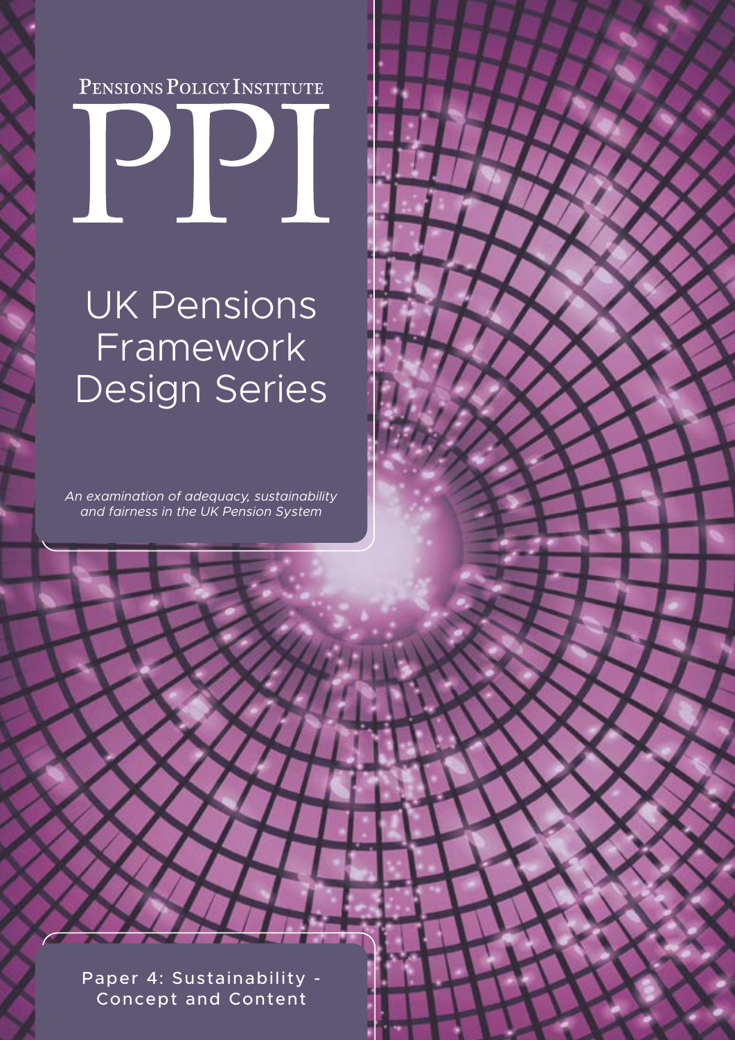Pensions Policy Institute

# PPI

# UK Pensions Framework Design Series

*An examination of adequacy, sustainability and fairness in the UK Pension System*

## Paper 4: Sustainability - Concept and Content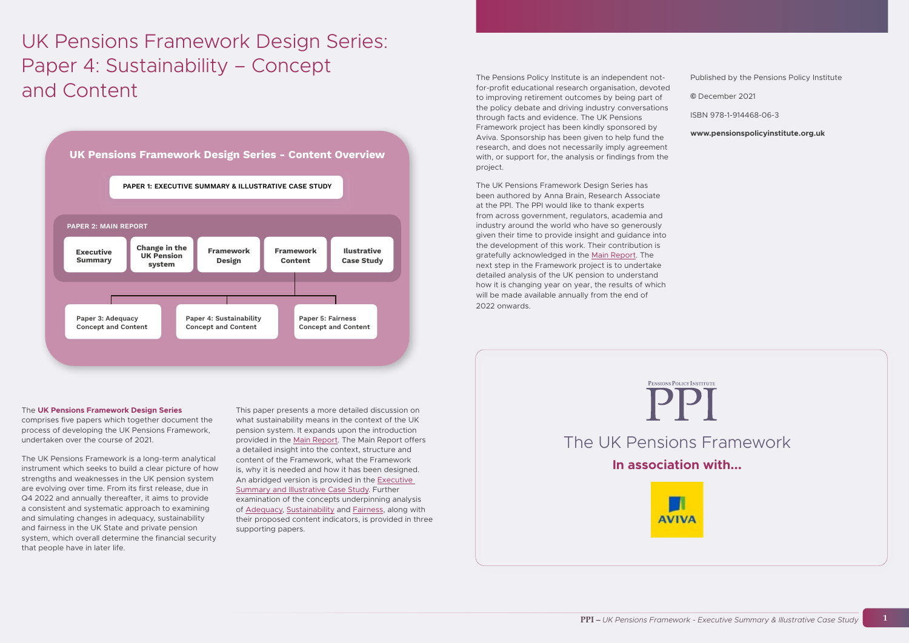# UK Pensions Framework Design Series: Paper 4: Sustainability – Concept and Content

**UK Pensions Framework Design Series - Content Overview**

**PAPER 1: EXECUTIVE SUMMARY & ILLUSTRATIVE CASE STUDY**

**PAPER 2: MAIN REPORT**

- Executive Summary
- Change in the UK Pension system
- Framework Design
- Framework Content
- Ilustrative Case Study

- Paper 3: Adequacy Concept and Content
- Paper 4: Sustainability Concept and Content
- Paper 5: Fairness Concept and Content

The **UK Pensions Framework Design Series** comprises five papers which together document the process of developing the UK Pensions Framework, undertaken over the course of 2021.

The UK Pensions Framework is a long-term analytical instrument which seeks to build a clear picture of how strengths and weaknesses in the UK pension system are evolving over time. From its first release, due in Q4 2022 and annually thereafter, it aims to provide a consistent and systematic approach to examining and simulating changes in adequacy, sustainability and fairness in the UK State and private pension system, which overall determine the financial security that people have in later life.

This paper presents a more detailed discussion on what sustainability means in the context of the UK pension system. It expands upon the introduction provided in the Main Report. The Main Report offers a detailed insight into the context, structure and content of the Framework, what the Framework is, why it is needed and how it has been designed. An abridged version is provided in the Executive Summary and Illustrative Case Study. Further examination of the concepts underpinning analysis of Adequacy, Sustainability and Fairness, along with their proposed content indicators, is provided in three supporting papers.

The Pensions Policy Institute is an independent not-for-profit educational research organisation, devoted to improving retirement outcomes by being part of the policy debate and driving industry conversations through facts and evidence. The UK Pensions Framework project has been kindly sponsored by Aviva. Sponsorship has been given to help fund the research, and does not necessarily imply agreement with, or support for, the analysis or findings from the project.

The UK Pensions Framework Design Series has been authored by Anna Brain, Research Associate at the PPI. The PPI would like to thank experts from across government, regulators, academia and industry around the world who have so generously given their time to provide insight and guidance into the development of this work. Their contribution is gratefully acknowledged in the Main Report. The next step in the Framework project is to undertake detailed analysis of the UK pension to understand how it is changing year on year, the results of which will be made available annually from the end of 2022 onwards.

Published by the Pensions Policy Institute

© December 2021

ISBN 978-1-914468-06-3

**www.pensionspolicyinstitute.org.uk**

Pensions Policy Institute

PPI

The UK Pensions Framework

**In association with...**

AVIVA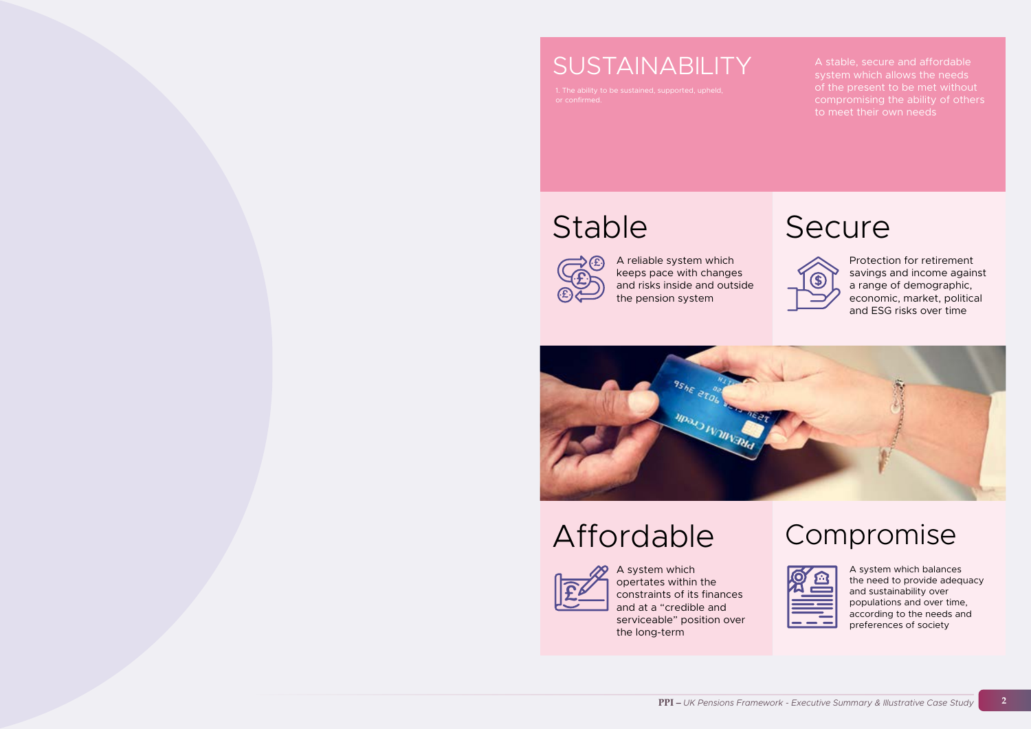# SUSTAINABILITY

1. The ability to be sustained, supported, upheld, or confirmed.

A stable, secure and affordable system which allows the needs of the present to be met without compromising the ability of others to meet their own needs

## Stable

A reliable system which keeps pace with changes and risks inside and outside the pension system

## Secure

Protection for retirement savings and income against a range of demographic, economic, market, political and ESG risks over time

## Affordable

A system which opertates within the constraints of its finances and at a "credible and serviceable" position over the long-term

## Compromise

A system which balances the need to provide adequacy and sustainability over populations and over time, according to the needs and preferences of society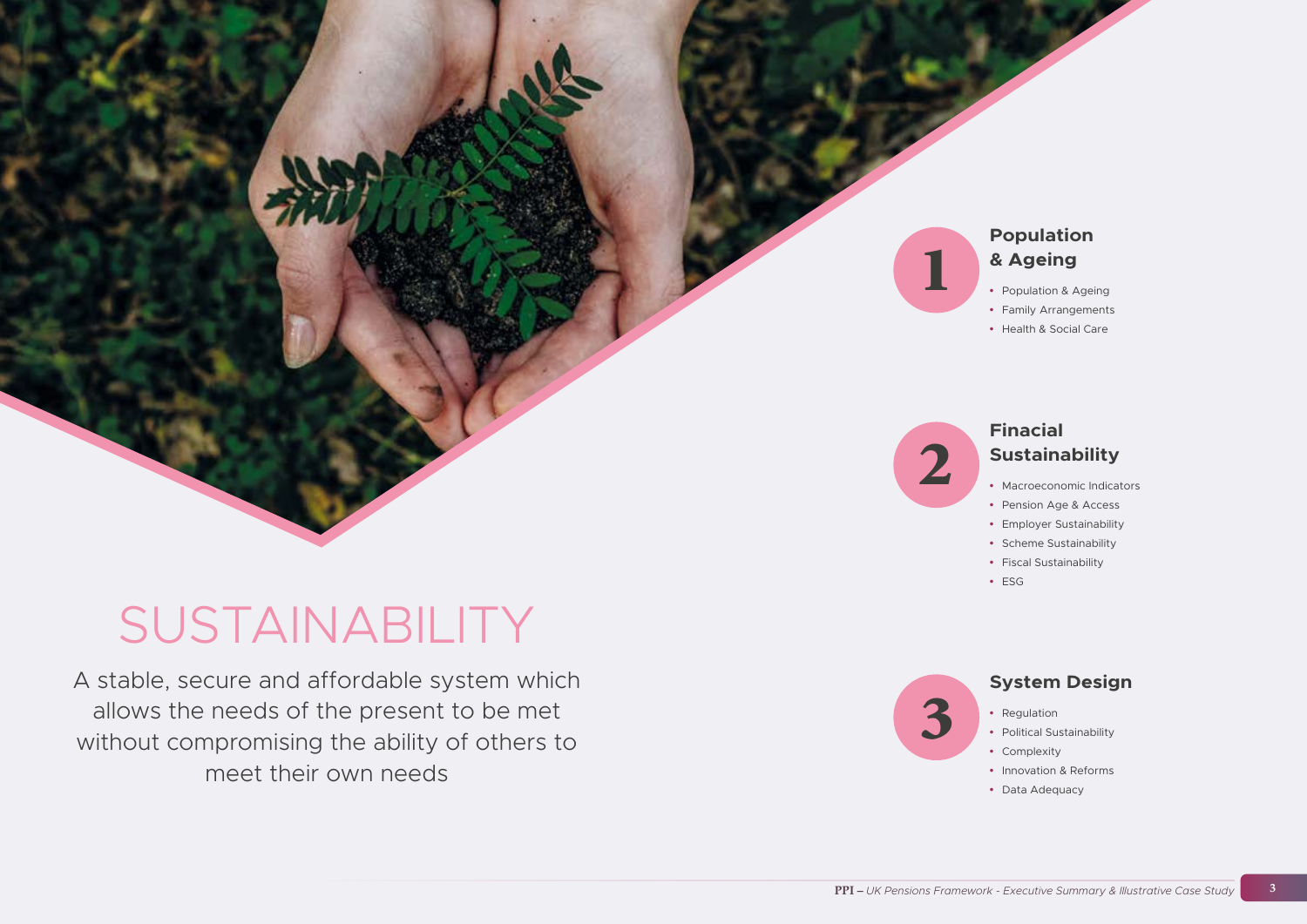# SUSTAINABILITY

A stable, secure and affordable system which allows the needs of the present to be met without compromising the ability of others to meet their own needs

## 1 Population & Ageing

- Population & Ageing
- Family Arrangements
- Health & Social Care

## 2 Finacial Sustainability

- Macroeconomic Indicators
- Pension Age & Access
- Employer Sustainability
- Scheme Sustainability
- Fiscal Sustainability
- ESG

## 3 System Design

- Regulation
- Political Sustainability
- Complexity
- Innovation & Reforms
- Data Adequacy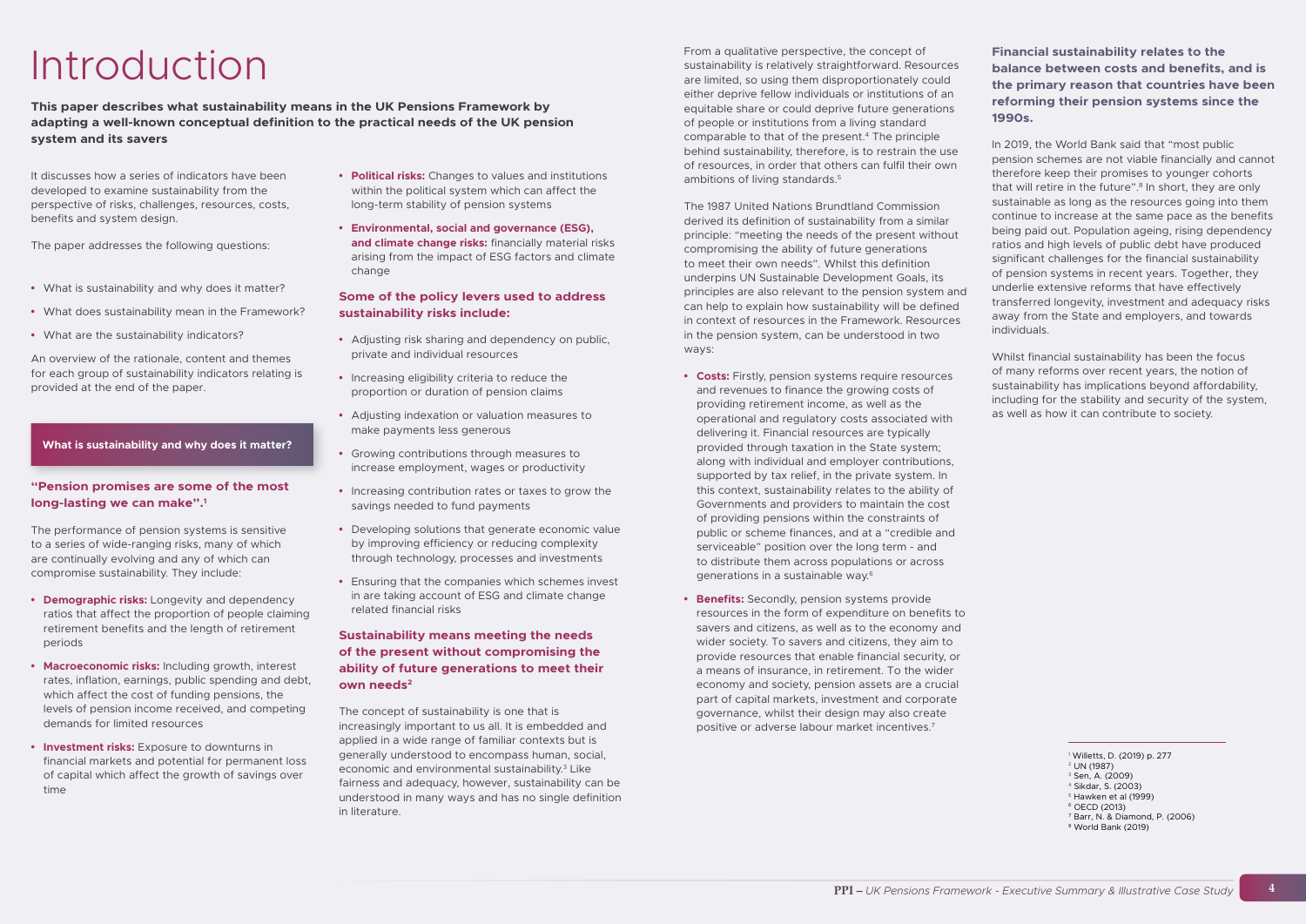# Introduction

**This paper describes what sustainability means in the UK Pensions Framework by adapting a well-known conceptual definition to the practical needs of the UK pension system and its savers**

It discusses how a series of indicators have been developed to examine sustainability from the perspective of risks, challenges, resources, costs, benefits and system design.

The paper addresses the following questions:

- What is sustainability and why does it matter?
- What does sustainability mean in the Framework?
- What are the sustainability indicators?

An overview of the rationale, content and themes for each group of sustainability indicators relating is provided at the end of the paper.

## What is sustainability and why does it matter?

### "Pension promises are some of the most long-lasting we can make".[1]

The performance of pension systems is sensitive to a series of wide-ranging risks, many of which are continually evolving and any of which can compromise sustainability. They include:

- **Demographic risks:** Longevity and dependency ratios that affect the proportion of people claiming retirement benefits and the length of retirement periods
- **Macroeconomic risks:** Including growth, interest rates, inflation, earnings, public spending and debt, which affect the cost of funding pensions, the levels of pension income received, and competing demands for limited resources
- **Investment risks:** Exposure to downturns in financial markets and potential for permanent loss of capital which affect the growth of savings over time
- **Political risks:** Changes to values and institutions within the political system which can affect the long-term stability of pension systems
- **Environmental, social and governance (ESG), and climate change risks:** financially material risks arising from the impact of ESG factors and climate change

### Some of the policy levers used to address sustainability risks include:

- Adjusting risk sharing and dependency on public, private and individual resources
- Increasing eligibility criteria to reduce the proportion or duration of pension claims
- Adjusting indexation or valuation measures to make payments less generous
- Growing contributions through measures to increase employment, wages or productivity
- Increasing contribution rates or taxes to grow the savings needed to fund payments
- Developing solutions that generate economic value by improving efficiency or reducing complexity through technology, processes and investments
- Ensuring that the companies which schemes invest in are taking account of ESG and climate change related financial risks

### Sustainability means meeting the needs of the present without compromising the ability of future generations to meet their own needs[2]

The concept of sustainability is one that is increasingly important to us all. It is embedded and applied in a wide range of familiar contexts but is generally understood to encompass human, social, economic and environmental sustainability.[3] Like fairness and adequacy, however, sustainability can be understood in many ways and has no single definition in literature.

From a qualitative perspective, the concept of sustainability is relatively straightforward. Resources are limited, so using them disproportionately could either deprive fellow individuals or institutions of an equitable share or could deprive future generations of people or institutions from a living standard comparable to that of the present.[4] The principle behind sustainability, therefore, is to restrain the use of resources, in order that others can fulfil their own ambitions of living standards.[5]

The 1987 United Nations Brundtland Commission derived its definition of sustainability from a similar principle: "meeting the needs of the present without compromising the ability of future generations to meet their own needs". Whilst this definition underpins UN Sustainable Development Goals, its principles are also relevant to the pension system and can help to explain how sustainability will be defined in context of resources in the Framework. Resources in the pension system, can be understood in two ways:

- **Costs:** Firstly, pension systems require resources and revenues to finance the growing costs of providing retirement income, as well as the operational and regulatory costs associated with delivering it. Financial resources are typically provided through taxation in the State system; along with individual and employer contributions, supported by tax relief, in the private system. In this context, sustainability relates to the ability of Governments and providers to maintain the cost of providing pensions within the constraints of public or scheme finances, and at a "credible and serviceable" position over the long term - and to distribute them across populations or across generations in a sustainable way.[6]
- **Benefits:** Secondly, pension systems provide resources in the form of expenditure on benefits to savers and citizens, as well as to the economy and wider society. To savers and citizens, they aim to provide resources that enable financial security, or a means of insurance, in retirement. To the wider economy and society, pension assets are a crucial part of capital markets, investment and corporate governance, whilst their design may also create positive or adverse labour market incentives.[7]

### Financial sustainability relates to the balance between costs and benefits, and is the primary reason that countries have been reforming their pension systems since the 1990s.

In 2019, the World Bank said that "most public pension schemes are not viable financially and cannot therefore keep their promises to younger cohorts that will retire in the future".[8] In short, they are only sustainable as long as the resources going into them continue to increase at the same pace as the benefits being paid out. Population ageing, rising dependency ratios and high levels of public debt have produced significant challenges for the financial sustainability of pension systems in recent years. Together, they underlie extensive reforms that have effectively transferred longevity, investment and adequacy risks away from the State and employers, and towards individuals.

Whilst financial sustainability has been the focus of many reforms over recent years, the notion of sustainability has implications beyond affordability, including for the stability and security of the system, as well as how it can contribute to society.

---

[1] Willetts, D. (2019) p. 277
[2] UN (1987)
[3] Sen, A. (2009)
[4] Sikdar, S. (2003)
[5] Hawken et al (1999)
[6] OECD (2013)
[7] Barr, N. & Diamond, P. (2006)
[8] World Bank (2019)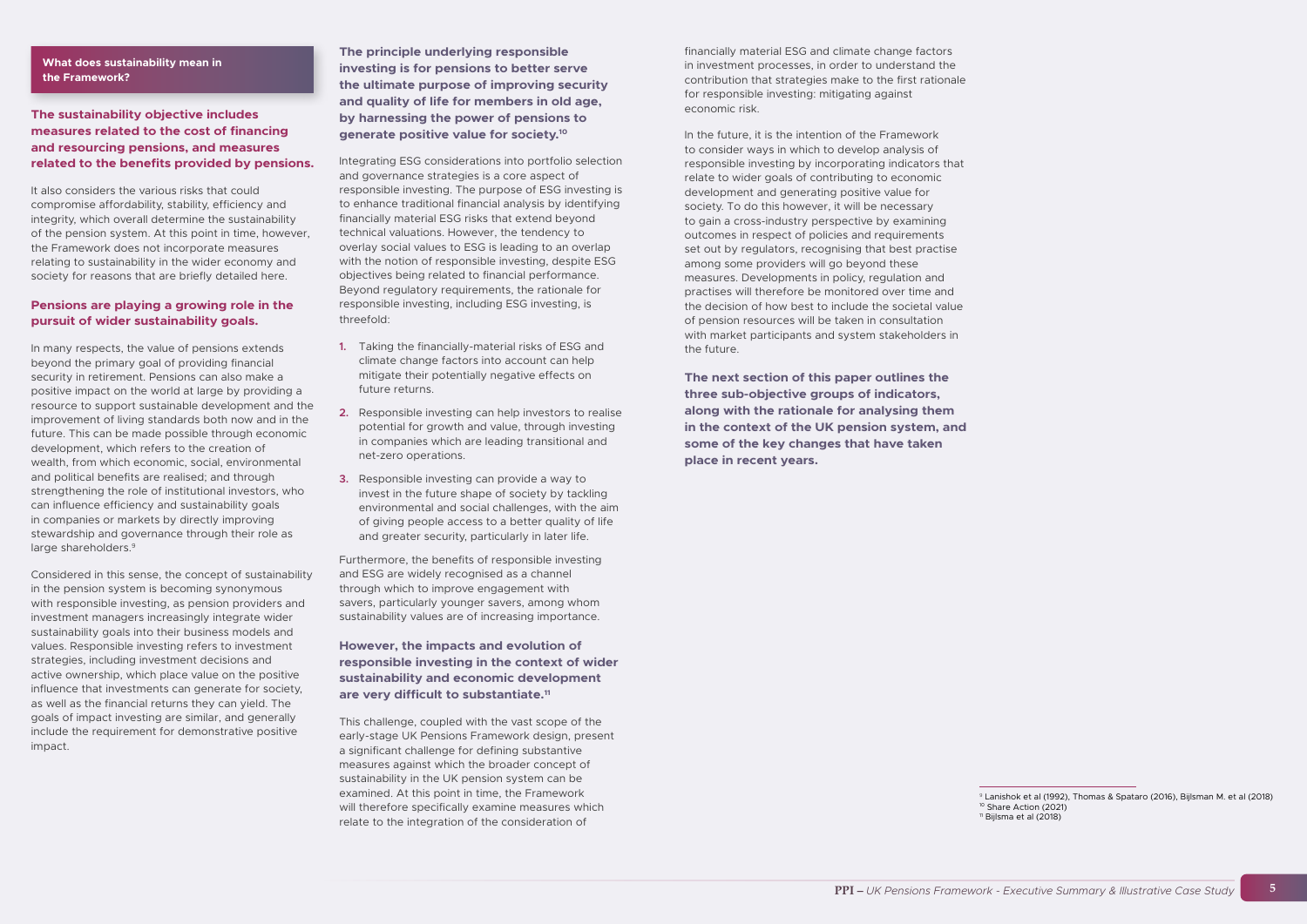### What does sustainability mean in the Framework?

**The sustainability objective includes measures related to the cost of financing and resourcing pensions, and measures related to the benefits provided by pensions.**

It also considers the various risks that could compromise affordability, stability, efficiency and integrity, which overall determine the sustainability of the pension system. At this point in time, however, the Framework does not incorporate measures relating to sustainability in the wider economy and society for reasons that are briefly detailed here.

**Pensions are playing a growing role in the pursuit of wider sustainability goals.**

In many respects, the value of pensions extends beyond the primary goal of providing financial security in retirement. Pensions can also make a positive impact on the world at large by providing a resource to support sustainable development and the improvement of living standards both now and in the future. This can be made possible through economic development, which refers to the creation of wealth, from which economic, social, environmental and political benefits are realised; and through strengthening the role of institutional investors, who can influence efficiency and sustainability goals in companies or markets by directly improving stewardship and governance through their role as large shareholders.[9]

Considered in this sense, the concept of sustainability in the pension system is becoming synonymous with responsible investing, as pension providers and investment managers increasingly integrate wider sustainability goals into their business models and values. Responsible investing refers to investment strategies, including investment decisions and active ownership, which place value on the positive influence that investments can generate for society, as well as the financial returns they can yield. The goals of impact investing are similar, and generally include the requirement for demonstrative positive impact.

**The principle underlying responsible investing is for pensions to better serve the ultimate purpose of improving security and quality of life for members in old age, by harnessing the power of pensions to generate positive value for society.[10]**

Integrating ESG considerations into portfolio selection and governance strategies is a core aspect of responsible investing. The purpose of ESG investing is to enhance traditional financial analysis by identifying financially material ESG risks that extend beyond technical valuations. However, the tendency to overlay social values to ESG is leading to an overlap with the notion of responsible investing, despite ESG objectives being related to financial performance. Beyond regulatory requirements, the rationale for responsible investing, including ESG investing, is threefold:

1. Taking the financially-material risks of ESG and climate change factors into account can help mitigate their potentially negative effects on future returns.
2. Responsible investing can help investors to realise potential for growth and value, through investing in companies which are leading transitional and net-zero operations.
3. Responsible investing can provide a way to invest in the future shape of society by tackling environmental and social challenges, with the aim of giving people access to a better quality of life and greater security, particularly in later life.

Furthermore, the benefits of responsible investing and ESG are widely recognised as a channel through which to improve engagement with savers, particularly younger savers, among whom sustainability values are of increasing importance.

**However, the impacts and evolution of responsible investing in the context of wider sustainability and economic development are very difficult to substantiate.[11]**

This challenge, coupled with the vast scope of the early-stage UK Pensions Framework design, present a significant challenge for defining substantive measures against which the broader concept of sustainability in the UK pension system can be examined. At this point in time, the Framework will therefore specifically examine measures which relate to the integration of the consideration of financially material ESG and climate change factors in investment processes, in order to understand the contribution that strategies make to the first rationale for responsible investing: mitigating against economic risk.

In the future, it is the intention of the Framework to consider ways in which to develop analysis of responsible investing by incorporating indicators that relate to wider goals of contributing to economic development and generating positive value for society. To do this however, it will be necessary to gain a cross-industry perspective by examining outcomes in respect of policies and requirements set out by regulators, recognising that best practise among some providers will go beyond these measures. Developments in policy, regulation and practises will therefore be monitored over time and the decision of how best to include the societal value of pension resources will be taken in consultation with market participants and system stakeholders in the future.

**The next section of this paper outlines the three sub-objective groups of indicators, along with the rationale for analysing them in the context of the UK pension system, and some of the key changes that have taken place in recent years.**

---

[9] Lanishok et al (1992), Thomas & Spataro (2016), Bijlsman M. et al (2018)
[10] Share Action (2021)
[11] Bijlsma et al (2018)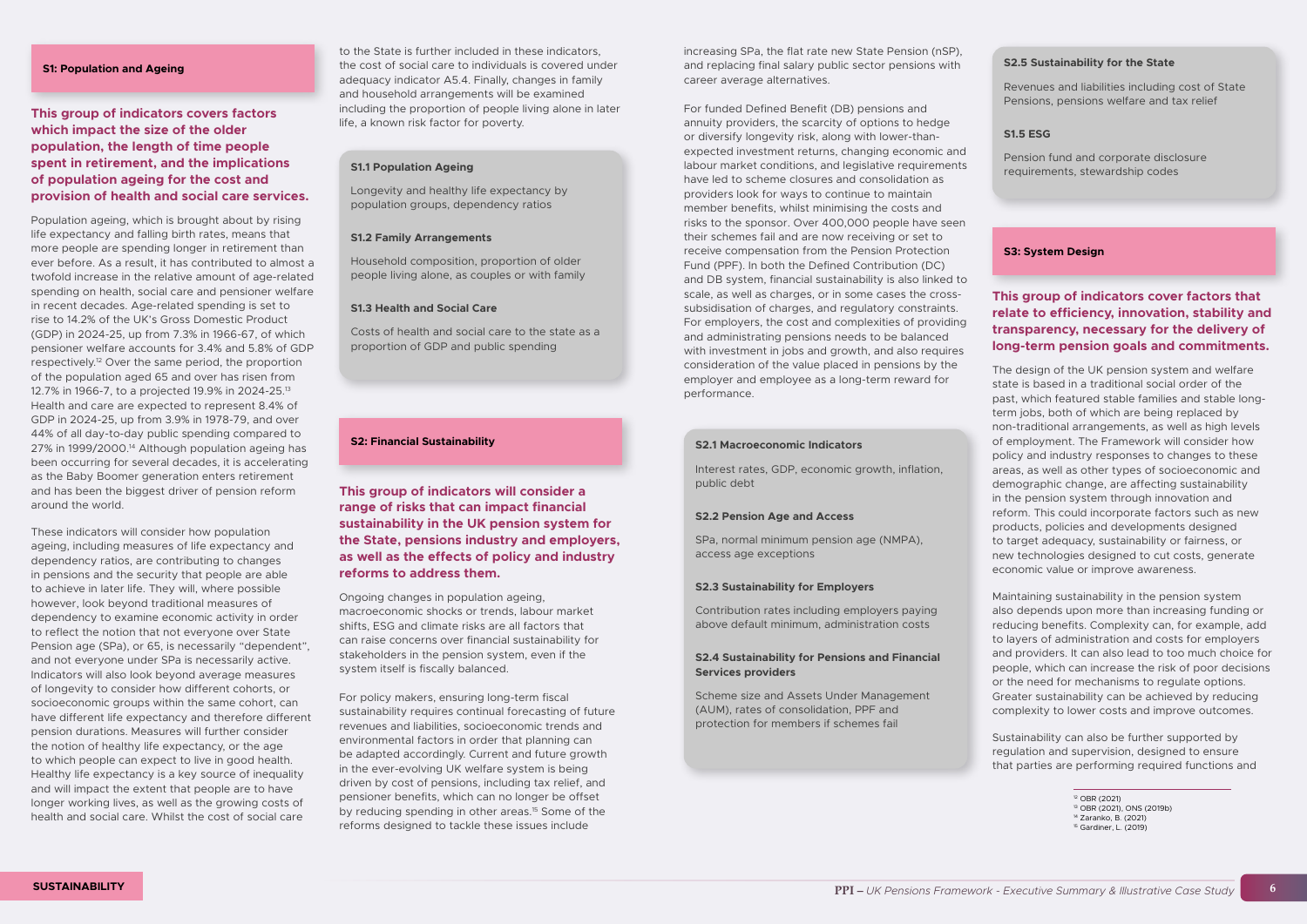## S1: Population and Ageing

**This group of indicators covers factors which impact the size of the older population, the length of time people spent in retirement, and the implications of population ageing for the cost and provision of health and social care services.**

Population ageing, which is brought about by rising life expectancy and falling birth rates, means that more people are spending longer in retirement than ever before. As a result, it has contributed to almost a twofold increase in the relative amount of age-related spending on health, social care and pensioner welfare in recent decades. Age-related spending is set to rise to 14.2% of the UK's Gross Domestic Product (GDP) in 2024-25, up from 7.3% in 1966-67, of which pensioner welfare accounts for 3.4% and 5.8% of GDP respectively.[12] Over the same period, the proportion of the population aged 65 and over has risen from 12.7% in 1966-7, to a projected 19.9% in 2024-25.[13] Health and care are expected to represent 8.4% of GDP in 2024-25, up from 3.9% in 1978-79, and over 44% of all day-to-day public spending compared to 27% in 1999/2000.[14] Although population ageing has been occurring for several decades, it is accelerating as the Baby Boomer generation enters retirement and has been the biggest driver of pension reform around the world.

These indicators will consider how population ageing, including measures of life expectancy and dependency ratios, are contributing to changes in pensions and the security that people are able to achieve in later life. They will, where possible however, look beyond traditional measures of dependency to examine economic activity in order to reflect the notion that not everyone over State Pension age (SPa), or 65, is necessarily "dependent", and not everyone under SPa is necessarily active. Indicators will also look beyond average measures of longevity to consider how different cohorts, or socioeconomic groups within the same cohort, can have different life expectancy and therefore different pension durations. Measures will further consider the notion of healthy life expectancy, or the age to which people can expect to live in good health. Healthy life expectancy is a key source of inequality and will impact the extent that people are to have longer working lives, as well as the growing costs of health and social care. Whilst the cost of social care to the State is further included in these indicators, the cost of social care to individuals is covered under adequacy indicator A5.4. Finally, changes in family and household arrangements will be examined including the proportion of people living alone in later life, a known risk factor for poverty.

**S1.1 Population Ageing**

Longevity and healthy life expectancy by population groups, dependency ratios

**S1.2 Family Arrangements**

Household composition, proportion of older people living alone, as couples or with family

**S1.3 Health and Social Care**

Costs of health and social care to the state as a proportion of GDP and public spending

## S2: Financial Sustainability

**This group of indicators will consider a range of risks that can impact financial sustainability in the UK pension system for the State, pensions industry and employers, as well as the effects of policy and industry reforms to address them.**

Ongoing changes in population ageing, macroeconomic shocks or trends, labour market shifts, ESG and climate risks are all factors that can raise concerns over financial sustainability for stakeholders in the pension system, even if the system itself is fiscally balanced.

For policy makers, ensuring long-term fiscal sustainability requires continual forecasting of future revenues and liabilities, socioeconomic trends and environmental factors in order that planning can be adapted accordingly. Current and future growth in the ever-evolving UK welfare system is being driven by cost of pensions, including tax relief, and pensioner benefits, which can no longer be offset by reducing spending in other areas.[15] Some of the reforms designed to tackle these issues include increasing SPa, the flat rate new State Pension (nSP), and replacing final salary public sector pensions with career average alternatives.

For funded Defined Benefit (DB) pensions and annuity providers, the scarcity of options to hedge or diversify longevity risk, along with lower-than-expected investment returns, changing economic and labour market conditions, and legislative requirements have led to scheme closures and consolidation as providers look for ways to continue to maintain member benefits, whilst minimising the costs and risks to the sponsor. Over 400,000 people have seen their schemes fail and are now receiving or set to receive compensation from the Pension Protection Fund (PPF). In both the Defined Contribution (DC) and DB system, financial sustainability is also linked to scale, as well as charges, or in some cases the cross-subsidisation of charges, or regulatory constraints. For employers, the cost and complexities of providing and administrating pensions needs to be balanced with investment in jobs and growth, and also requires consideration of the value placed in pensions by the employer and employee as a long-term reward for performance.

**S2.1 Macroeconomic Indicators**

Interest rates, GDP, economic growth, inflation, public debt

**S2.2 Pension Age and Access**

SPa, normal minimum pension age (NMPA), access age exceptions

**S2.3 Sustainability for Employers**

Contribution rates including employers paying above default minimum, administration costs

**S2.4 Sustainability for Pensions and Financial Services providers**

Scheme size and Assets Under Management (AUM), rates of consolidation, PPF and protection for members if schemes fail

**S2.5 Sustainability for the State**

Revenues and liabilities including cost of State Pensions, pensions welfare and tax relief

**S1.5 ESG**

Pension fund and corporate disclosure requirements, stewardship codes

## S3: System Design

**This group of indicators cover factors that relate to efficiency, innovation, stability and transparency, necessary for the delivery of long-term pension goals and commitments.**

The design of the UK pension system and welfare state is based in a traditional social order of the past, which featured stable families and stable long-term jobs, both of which are being replaced by non-traditional arrangements, as well as high levels of employment. The Framework will consider how policy and industry responses to changes to these areas, as well as other types of socioeconomic and demographic change, are affecting sustainability in the pension system through innovation and reform. This could incorporate factors such as new products, policies and developments designed to target adequacy, sustainability or fairness, or new technologies designed to cut costs, generate economic value or improve awareness.

Maintaining sustainability in the pension system also depends upon more than increasing funding or reducing benefits. Complexity can, for example, add to layers of administration and costs for employers and providers. It can also lead to too much choice for people, which can increase the risk of poor decisions or the need for mechanisms to regulate options. Greater sustainability can be achieved by reducing complexity to lower costs and improve outcomes.

Sustainability can also be further supported by regulation and supervision, designed to ensure that parties are performing required functions and

[12] OBR (2021)
[13] OBR (2021), ONS (2019b)
[14] Zaranko, B. (2021)
[15] Gardiner, L. (2019)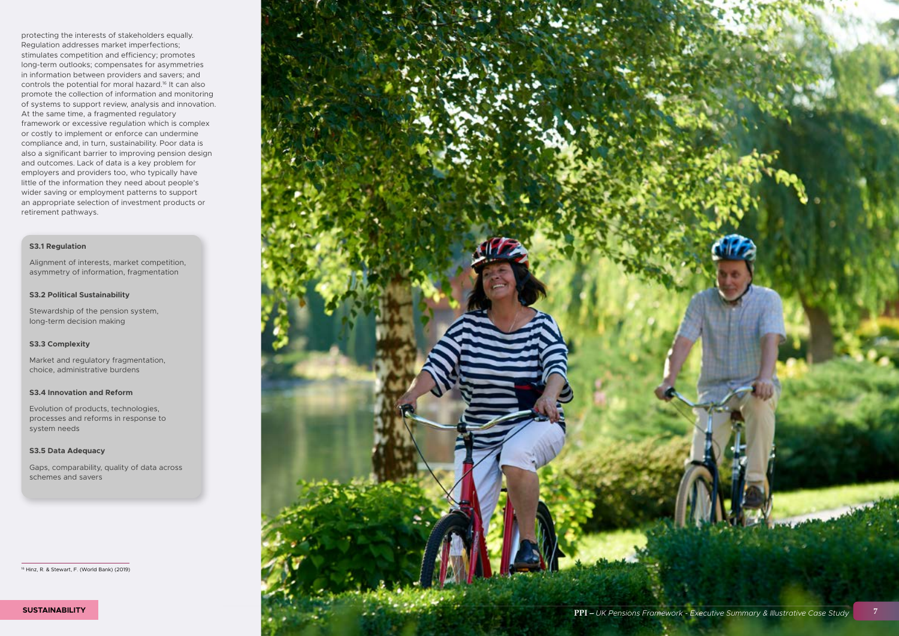protecting the interests of stakeholders equally. Regulation addresses market imperfections; stimulates competition and efficiency; promotes long-term outlooks; compensates for asymmetries in information between providers and savers; and controls the potential for moral hazard.[16] It can also promote the collection of information and monitoring of systems to support review, analysis and innovation. At the same time, a fragmented regulatory framework or excessive regulation which is complex or costly to implement or enforce can undermine compliance and, in turn, sustainability. Poor data is also a significant barrier to improving pension design and outcomes. Lack of data is a key problem for employers and providers too, who typically have little of the information they need about people's wider saving or employment patterns to support an appropriate selection of investment products or retirement pathways.

**S3.1 Regulation**

Alignment of interests, market competition, asymmetry of information, fragmentation

**S3.2 Political Sustainability**

Stewardship of the pension system, long-term decision making

**S3.3 Complexity**

Market and regulatory fragmentation, choice, administrative burdens

**S3.4 Innovation and Reform**

Evolution of products, technologies, processes and reforms in response to system needs

**S3.5 Data Adequacy**

Gaps, comparability, quality of data across schemes and savers

---

[16] Hinz, R. & Stewart, F. (World Bank) (2019)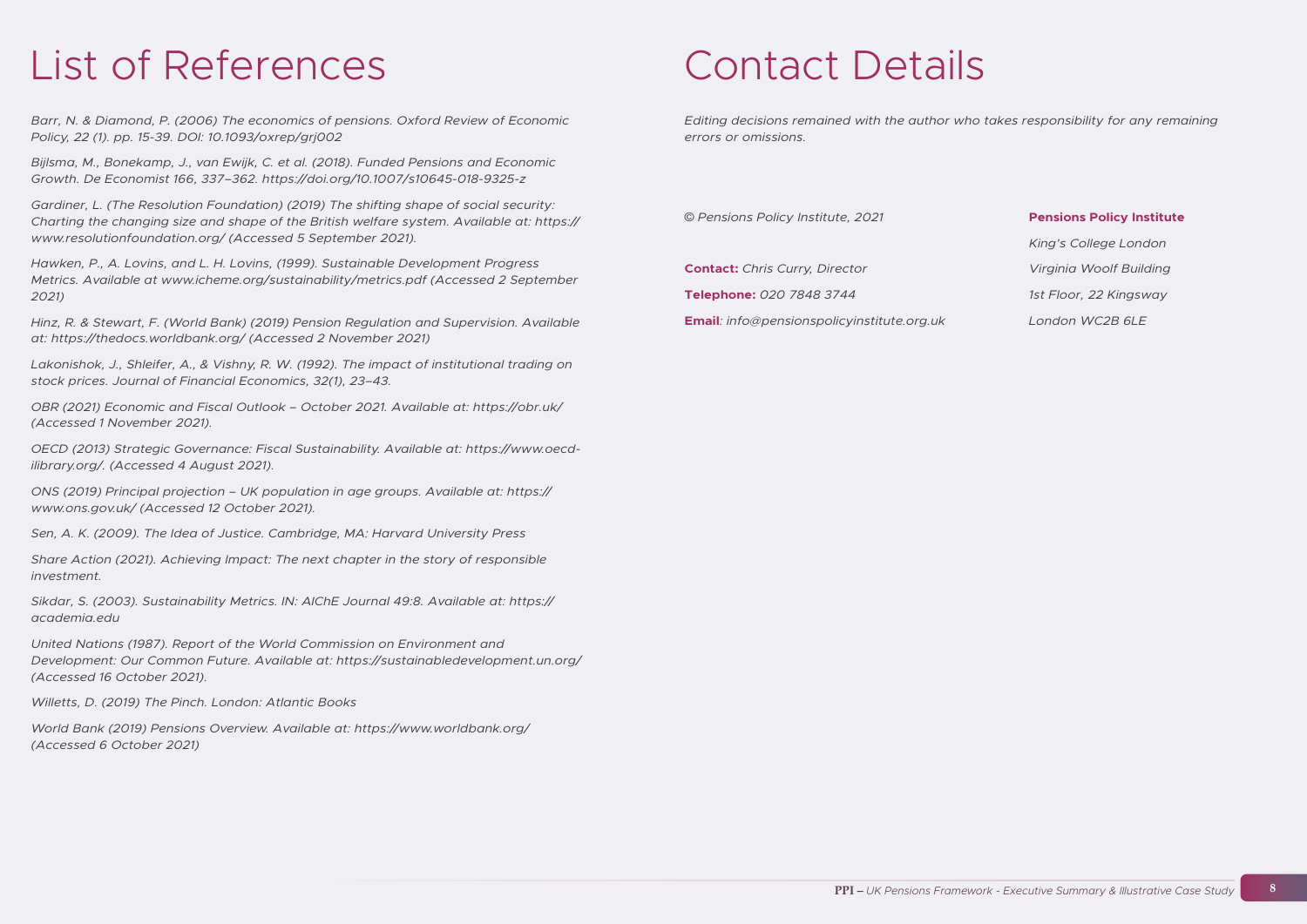# List of References

*Barr, N. & Diamond, P. (2006) The economics of pensions. Oxford Review of Economic Policy, 22 (1). pp. 15-39. DOI: 10.1093/oxrep/grj002*

*Bijlsma, M., Bonekamp, J., van Ewijk, C. et al. (2018). Funded Pensions and Economic Growth. De Economist 166, 337–362. https://doi.org/10.1007/s10645-018-9325-z*

*Gardiner, L. (The Resolution Foundation) (2019) The shifting shape of social security: Charting the changing size and shape of the British welfare system. Available at: https://www.resolutionfoundation.org/ (Accessed 5 September 2021).*

*Hawken, P., A. Lovins, and L. H. Lovins, (1999). Sustainable Development Progress Metrics. Available at www.icheme.org/sustainability/metrics.pdf (Accessed 2 September 2021)*

*Hinz, R. & Stewart, F. (World Bank) (2019) Pension Regulation and Supervision. Available at: https://thedocs.worldbank.org/ (Accessed 2 November 2021)*

*Lakonishok, J., Shleifer, A., & Vishny, R. W. (1992). The impact of institutional trading on stock prices. Journal of Financial Economics, 32(1), 23–43.*

*OBR (2021) Economic and Fiscal Outlook – October 2021. Available at: https://obr.uk/ (Accessed 1 November 2021).*

*OECD (2013) Strategic Governance: Fiscal Sustainability. Available at: https://www.oecd-ilibrary.org/. (Accessed 4 August 2021).*

*ONS (2019) Principal projection – UK population in age groups. Available at: https://www.ons.gov.uk/ (Accessed 12 October 2021).*

*Sen, A. K. (2009). The Idea of Justice. Cambridge, MA: Harvard University Press*

*Share Action (2021). Achieving Impact: The next chapter in the story of responsible investment.*

*Sikdar, S. (2003). Sustainability Metrics. IN: AIChE Journal 49:8. Available at: https://academia.edu*

*United Nations (1987). Report of the World Commission on Environment and Development: Our Common Future. Available at: https://sustainabledevelopment.un.org/ (Accessed 16 October 2021).*

*Willetts, D. (2019) The Pinch. London: Atlantic Books*

*World Bank (2019) Pensions Overview. Available at: https://www.worldbank.org/ (Accessed 6 October 2021)*

# Contact Details

*Editing decisions remained with the author who takes responsibility for any remaining errors or omissions.*

*© Pensions Policy Institute, 2021*

**Contact:** *Chris Curry, Director*

**Telephone:** *020 7848 3744*

**Email**: *info@pensionspolicyinstitute.org.uk*

**Pensions Policy Institute**

*King's College London*

*Virginia Woolf Building*

*1st Floor, 22 Kingsway*

*London WC2B 6LE*